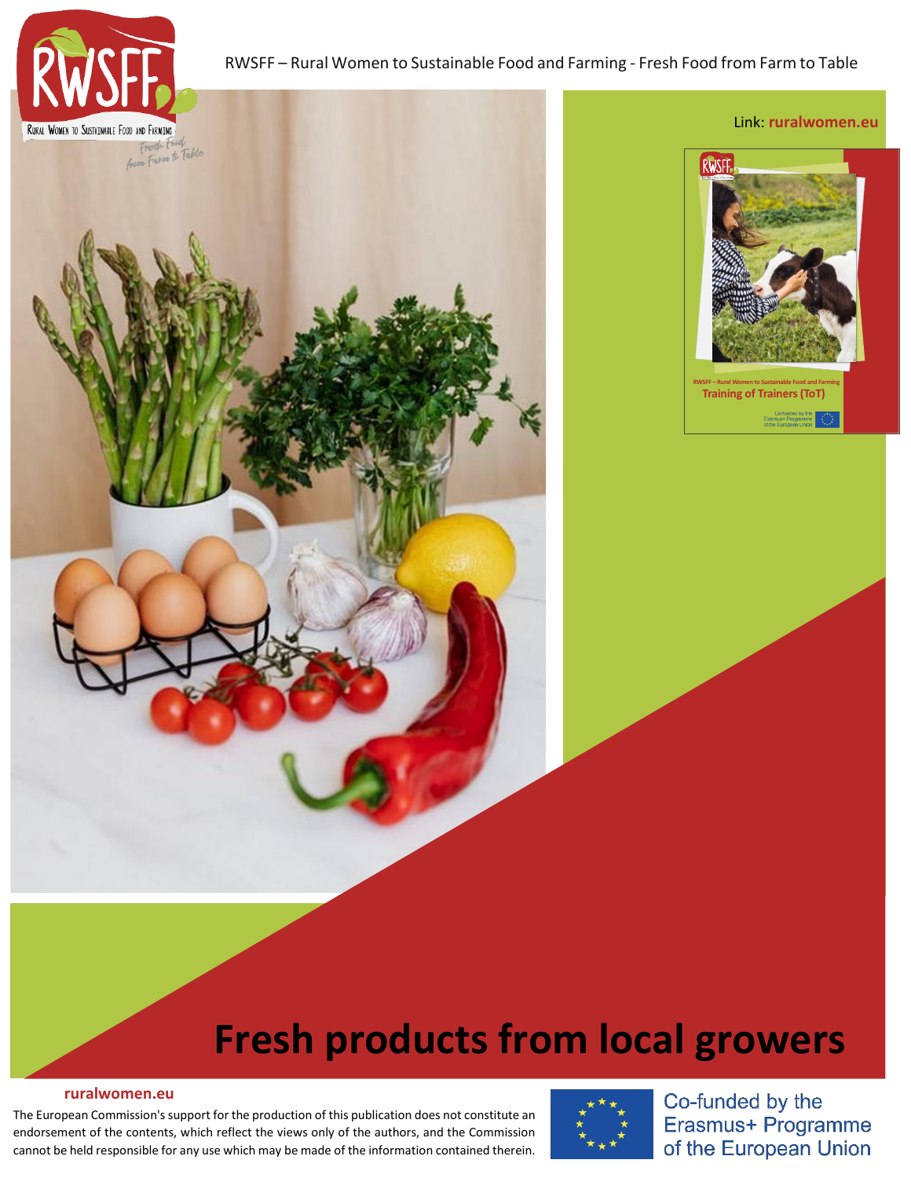RWSFF – Rural Women to Sustainable Food and Farming - Fresh Food from Farm to Table

Link: **ruralwomen.eu**

# Fresh products from local growers

**ruralwomen.eu**

The European Commission's support for the production of this publication does not constitute an endorsement of the contents, which reflect the views only of the authors, and the Commission cannot be held responsible for any use which may be made of the information contained therein.

Co-funded by the Erasmus+ Programme of the European Union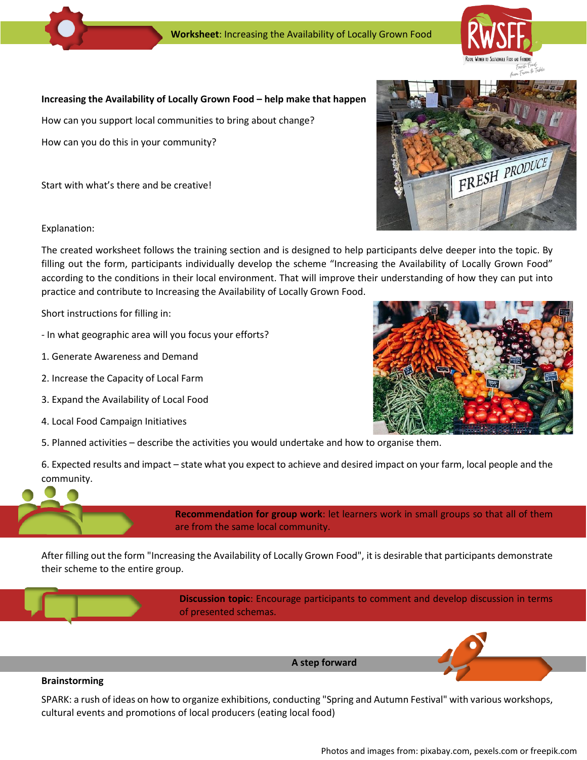**Worksheet**: Increasing the Availability of Locally Grown Food

**Increasing the Availability of Locally Grown Food – help make that happen**

How can you support local communities to bring about change?

How can you do this in your community?

Start with what's there and be creative!

Explanation:

The created worksheet follows the training section and is designed to help participants delve deeper into the topic. By filling out the form, participants individually develop the scheme "Increasing the Availability of Locally Grown Food" according to the conditions in their local environment. That will improve their understanding of how they can put into practice and contribute to Increasing the Availability of Locally Grown Food.

Short instructions for filling in:

- In what geographic area will you focus your efforts?

1. Generate Awareness and Demand
2. Increase the Capacity of Local Farm
3. Expand the Availability of Local Food
4. Local Food Campaign Initiatives
5. Planned activities – describe the activities you would undertake and how to organise them.
6. Expected results and impact – state what you expect to achieve and desired impact on your farm, local people and the community.

**Recommendation for group work**: let learners work in small groups so that all of them are from the same local community.

After filling out the form "Increasing the Availability of Locally Grown Food", it is desirable that participants demonstrate their scheme to the entire group.

**Discussion topic**: Encourage participants to comment and develop discussion in terms of presented schemas.

**A step forward**

**Brainstorming**

SPARK: a rush of ideas on how to organize exhibitions, conducting "Spring and Autumn Festival" with various workshops, cultural events and promotions of local producers (eating local food)

Photos and images from: pixabay.com, pexels.com or freepik.com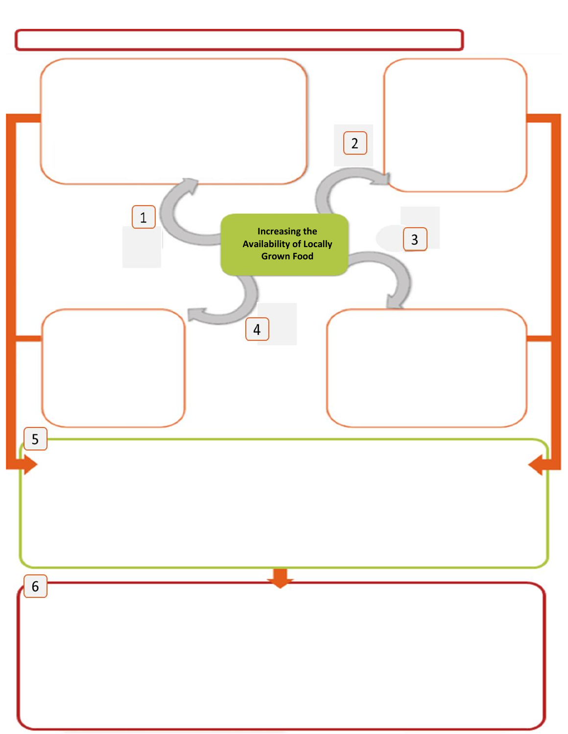1

2

Increasing the Availability of Locally Grown Food

3

4

5

6